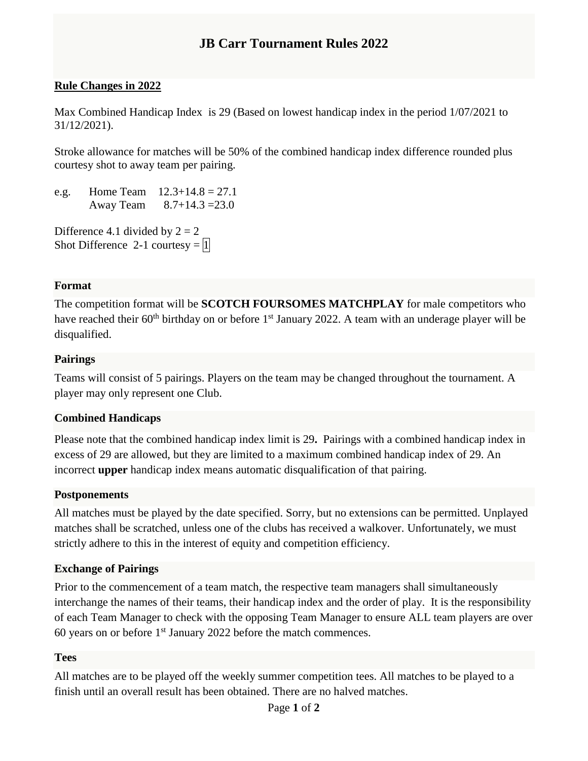# JB Carr Tournament Rules 2022

**Rule Changes in 2022**

Max Combined Handicap Index is 29 (Based on lowest handicap index in the period 1/07/2021 to 31/12/2021).

Stroke allowance for matches will be 50% of the combined handicap index difference rounded plus courtesy shot to away team per pairing.

e.g. Home Team 12.3+14.8 = 27.1
Away Team 8.7+14.3 =23.0

Difference 4.1 divided by 2 = 2
Shot Difference 2-1 courtesy = 1

### Format

The competition format will be **SCOTCH FOURSOMES MATCHPLAY** for male competitors who have reached their 60th birthday on or before 1st January 2022. A team with an underage player will be disqualified.

### Pairings

Teams will consist of 5 pairings. Players on the team may be changed throughout the tournament. A player may only represent one Club.

### Combined Handicaps

Please note that the combined handicap index limit is 29**.** Pairings with a combined handicap index in excess of 29 are allowed, but they are limited to a maximum combined handicap index of 29. An incorrect **upper** handicap index means automatic disqualification of that pairing.

### Postponements

All matches must be played by the date specified. Sorry, but no extensions can be permitted. Unplayed matches shall be scratched, unless one of the clubs has received a walkover. Unfortunately, we must strictly adhere to this in the interest of equity and competition efficiency.

### Exchange of Pairings

Prior to the commencement of a team match, the respective team managers shall simultaneously interchange the names of their teams, their handicap index and the order of play. It is the responsibility of each Team Manager to check with the opposing Team Manager to ensure ALL team players are over 60 years on or before 1st January 2022 before the match commences.

### Tees

All matches are to be played off the weekly summer competition tees. All matches to be played to a finish until an overall result has been obtained. There are no halved matches.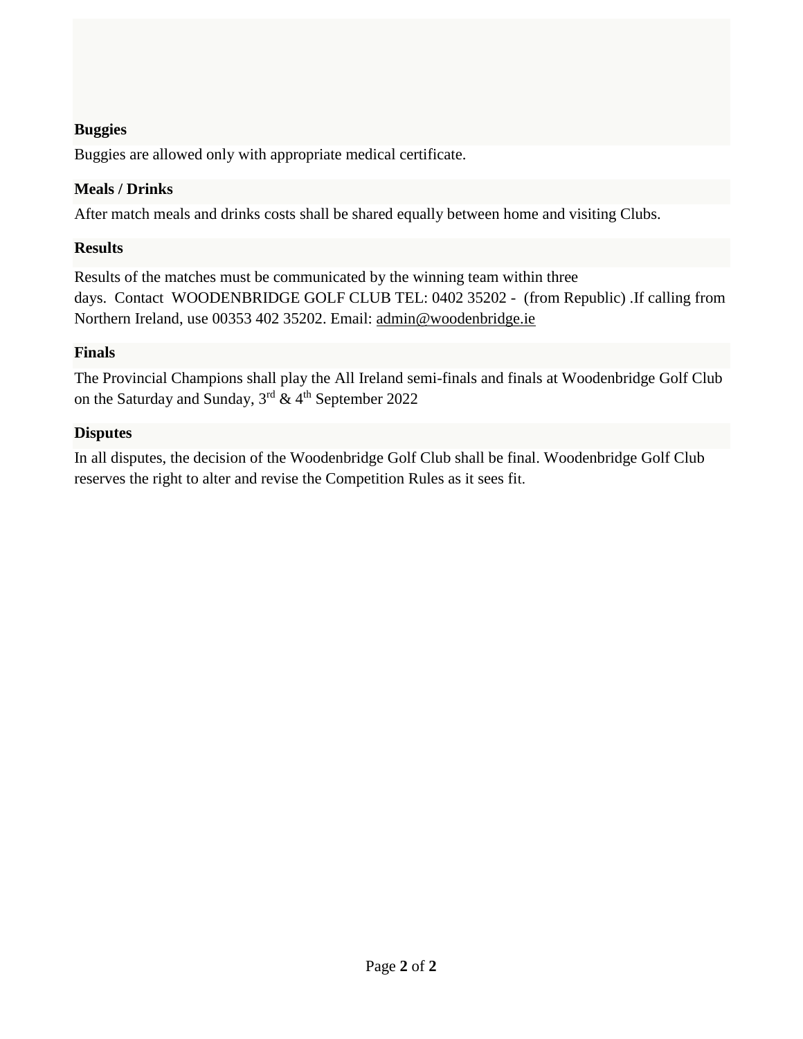**Buggies**

Buggies are allowed only with appropriate medical certificate.

**Meals / Drinks**

After match meals and drinks costs shall be shared equally between home and visiting Clubs.

**Results**

Results of the matches must be communicated by the winning team within three days. Contact WOODENBRIDGE GOLF CLUB TEL: 0402 35202 - (from Republic) .If calling from Northern Ireland, use 00353 402 35202. Email: admin@woodenbridge.ie

**Finals**

The Provincial Champions shall play the All Ireland semi-finals and finals at Woodenbridge Golf Club on the Saturday and Sunday, 3rd & 4th September 2022

**Disputes**

In all disputes, the decision of the Woodenbridge Golf Club shall be final. Woodenbridge Golf Club reserves the right to alter and revise the Competition Rules as it sees fit.